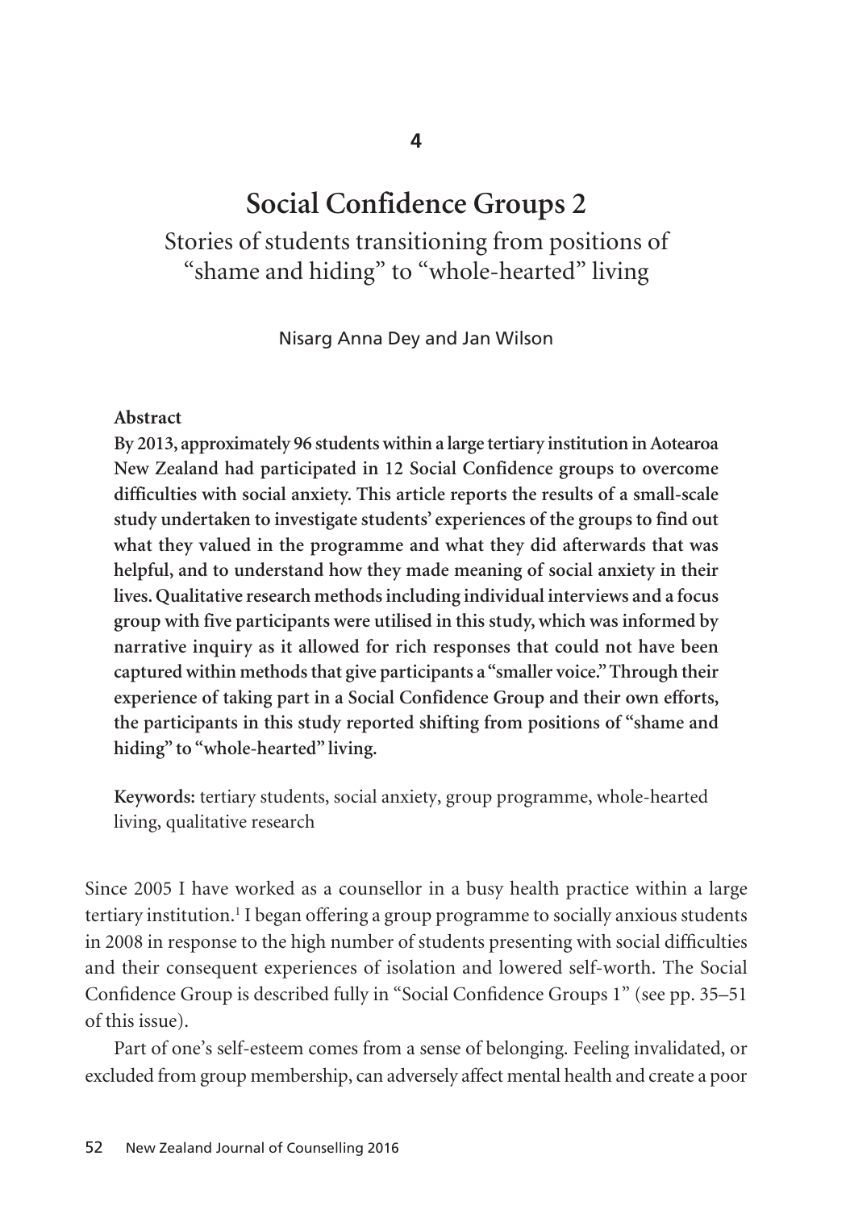4

# Social Confidence Groups 2

## Stories of students transitioning from positions of "shame and hiding" to "whole-hearted" living

Nisarg Anna Dey and Jan Wilson

**Abstract**

**By 2013, approximately 96 students within a large tertiary institution in Aotearoa New Zealand had participated in 12 Social Confidence groups to overcome difficulties with social anxiety. This article reports the results of a small-scale study undertaken to investigate students' experiences of the groups to find out what they valued in the programme and what they did afterwards that was helpful, and to understand how they made meaning of social anxiety in their lives. Qualitative research methods including individual interviews and a focus group with five participants were utilised in this study, which was informed by narrative inquiry as it allowed for rich responses that could not have been captured within methods that give participants a "smaller voice." Through their experience of taking part in a Social Confidence Group and their own efforts, the participants in this study reported shifting from positions of "shame and hiding" to "whole-hearted" living.**

**Keywords:** tertiary students, social anxiety, group programme, whole-hearted living, qualitative research

Since 2005 I have worked as a counsellor in a busy health practice within a large tertiary institution.[1] I began offering a group programme to socially anxious students in 2008 in response to the high number of students presenting with social difficulties and their consequent experiences of isolation and lowered self-worth. The Social Confidence Group is described fully in "Social Confidence Groups 1" (see pp. 35–51 of this issue).

Part of one's self-esteem comes from a sense of belonging. Feeling invalidated, or excluded from group membership, can adversely affect mental health and create a poor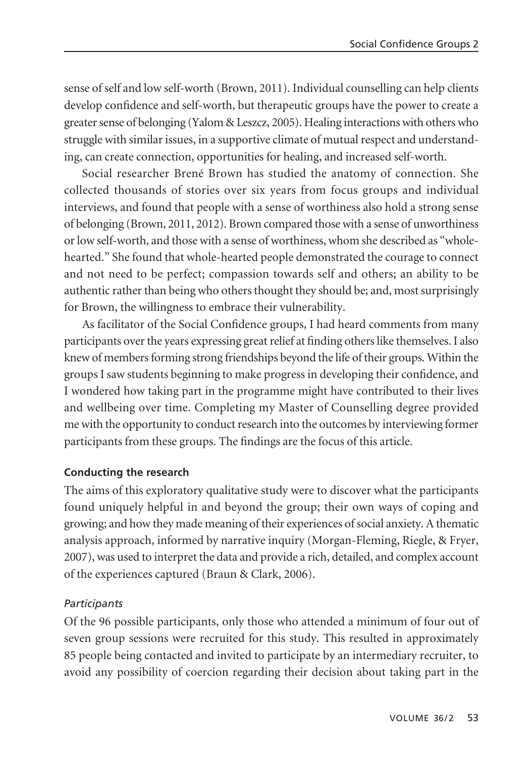sense of self and low self-worth (Brown, 2011). Individual counselling can help clients develop confidence and self-worth, but therapeutic groups have the power to create a greater sense of belonging (Yalom & Leszcz, 2005). Healing interactions with others who struggle with similar issues, in a supportive climate of mutual respect and understanding, can create connection, opportunities for healing, and increased self-worth.

Social researcher Brené Brown has studied the anatomy of connection. She collected thousands of stories over six years from focus groups and individual interviews, and found that people with a sense of worthiness also hold a strong sense of belonging (Brown, 2011, 2012). Brown compared those with a sense of unworthiness or low self-worth, and those with a sense of worthiness, whom she described as "whole-hearted." She found that whole-hearted people demonstrated the courage to connect and not need to be perfect; compassion towards self and others; an ability to be authentic rather than being who others thought they should be; and, most surprisingly for Brown, the willingness to embrace their vulnerability.

As facilitator of the Social Confidence groups, I had heard comments from many participants over the years expressing great relief at finding others like themselves. I also knew of members forming strong friendships beyond the life of their groups. Within the groups I saw students beginning to make progress in developing their confidence, and I wondered how taking part in the programme might have contributed to their lives and wellbeing over time. Completing my Master of Counselling degree provided me with the opportunity to conduct research into the outcomes by interviewing former participants from these groups. The findings are the focus of this article.

### Conducting the research

The aims of this exploratory qualitative study were to discover what the participants found uniquely helpful in and beyond the group; their own ways of coping and growing; and how they made meaning of their experiences of social anxiety. A thematic analysis approach, informed by narrative inquiry (Morgan-Fleming, Riegle, & Fryer, 2007), was used to interpret the data and provide a rich, detailed, and complex account of the experiences captured (Braun & Clark, 2006).

#### *Participants*

Of the 96 possible participants, only those who attended a minimum of four out of seven group sessions were recruited for this study. This resulted in approximately 85 people being contacted and invited to participate by an intermediary recruiter, to avoid any possibility of coercion regarding their decision about taking part in the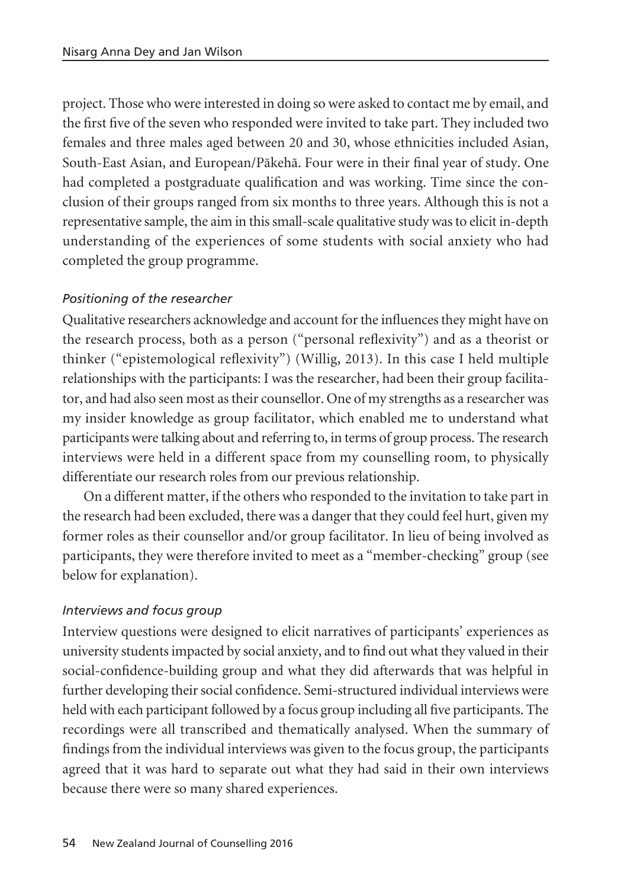project. Those who were interested in doing so were asked to contact me by email, and the first five of the seven who responded were invited to take part. They included two females and three males aged between 20 and 30, whose ethnicities included Asian, South-East Asian, and European/Pākehā. Four were in their final year of study. One had completed a postgraduate qualification and was working. Time since the conclusion of their groups ranged from six months to three years. Although this is not a representative sample, the aim in this small-scale qualitative study was to elicit in-depth understanding of the experiences of some students with social anxiety who had completed the group programme.

### *Positioning of the researcher*

Qualitative researchers acknowledge and account for the influences they might have on the research process, both as a person ("personal reflexivity") and as a theorist or thinker ("epistemological reflexivity") (Willig, 2013). In this case I held multiple relationships with the participants: I was the researcher, had been their group facilitator, and had also seen most as their counsellor. One of my strengths as a researcher was my insider knowledge as group facilitator, which enabled me to understand what participants were talking about and referring to, in terms of group process. The research interviews were held in a different space from my counselling room, to physically differentiate our research roles from our previous relationship.

On a different matter, if the others who responded to the invitation to take part in the research had been excluded, there was a danger that they could feel hurt, given my former roles as their counsellor and/or group facilitator. In lieu of being involved as participants, they were therefore invited to meet as a "member-checking" group (see below for explanation).

### *Interviews and focus group*

Interview questions were designed to elicit narratives of participants' experiences as university students impacted by social anxiety, and to find out what they valued in their social-confidence-building group and what they did afterwards that was helpful in further developing their social confidence. Semi-structured individual interviews were held with each participant followed by a focus group including all five participants. The recordings were all transcribed and thematically analysed. When the summary of findings from the individual interviews was given to the focus group, the participants agreed that it was hard to separate out what they had said in their own interviews because there were so many shared experiences.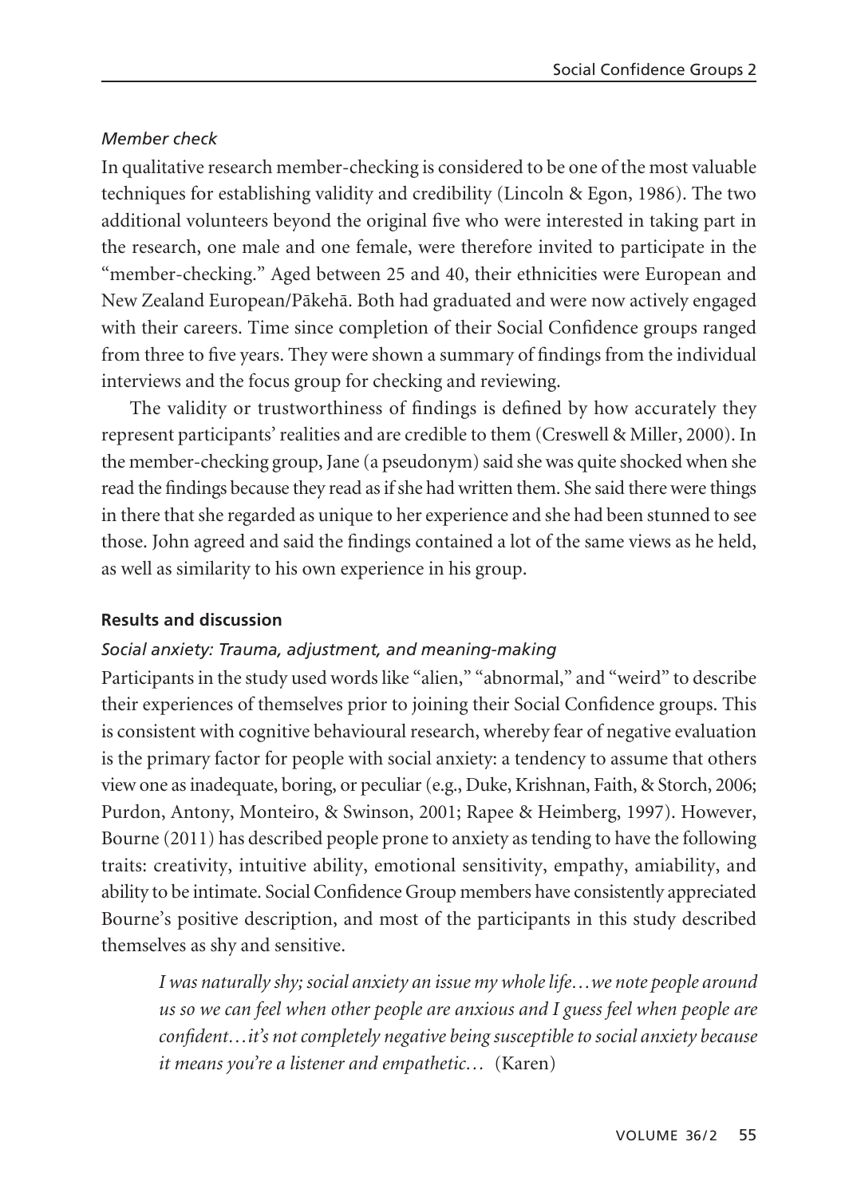*Member check*

In qualitative research member-checking is considered to be one of the most valuable techniques for establishing validity and credibility (Lincoln & Egon, 1986). The two additional volunteers beyond the original five who were interested in taking part in the research, one male and one female, were therefore invited to participate in the "member-checking." Aged between 25 and 40, their ethnicities were European and New Zealand European/Pākehā. Both had graduated and were now actively engaged with their careers. Time since completion of their Social Confidence groups ranged from three to five years. They were shown a summary of findings from the individual interviews and the focus group for checking and reviewing.

The validity or trustworthiness of findings is defined by how accurately they represent participants' realities and are credible to them (Creswell & Miller, 2000). In the member-checking group, Jane (a pseudonym) said she was quite shocked when she read the findings because they read as if she had written them. She said there were things in there that she regarded as unique to her experience and she had been stunned to see those. John agreed and said the findings contained a lot of the same views as he held, as well as similarity to his own experience in his group.

## Results and discussion

*Social anxiety: Trauma, adjustment, and meaning-making*

Participants in the study used words like "alien," "abnormal," and "weird" to describe their experiences of themselves prior to joining their Social Confidence groups. This is consistent with cognitive behavioural research, whereby fear of negative evaluation is the primary factor for people with social anxiety: a tendency to assume that others view one as inadequate, boring, or peculiar (e.g., Duke, Krishnan, Faith, & Storch, 2006; Purdon, Antony, Monteiro, & Swinson, 2001; Rapee & Heimberg, 1997). However, Bourne (2011) has described people prone to anxiety as tending to have the following traits: creativity, intuitive ability, emotional sensitivity, empathy, amiability, and ability to be intimate. Social Confidence Group members have consistently appreciated Bourne's positive description, and most of the participants in this study described themselves as shy and sensitive.

> *I was naturally shy; social anxiety an issue my whole life…we note people around us so we can feel when other people are anxious and I guess feel when people are confident…it's not completely negative being susceptible to social anxiety because it means you're a listener and empathetic…* (Karen)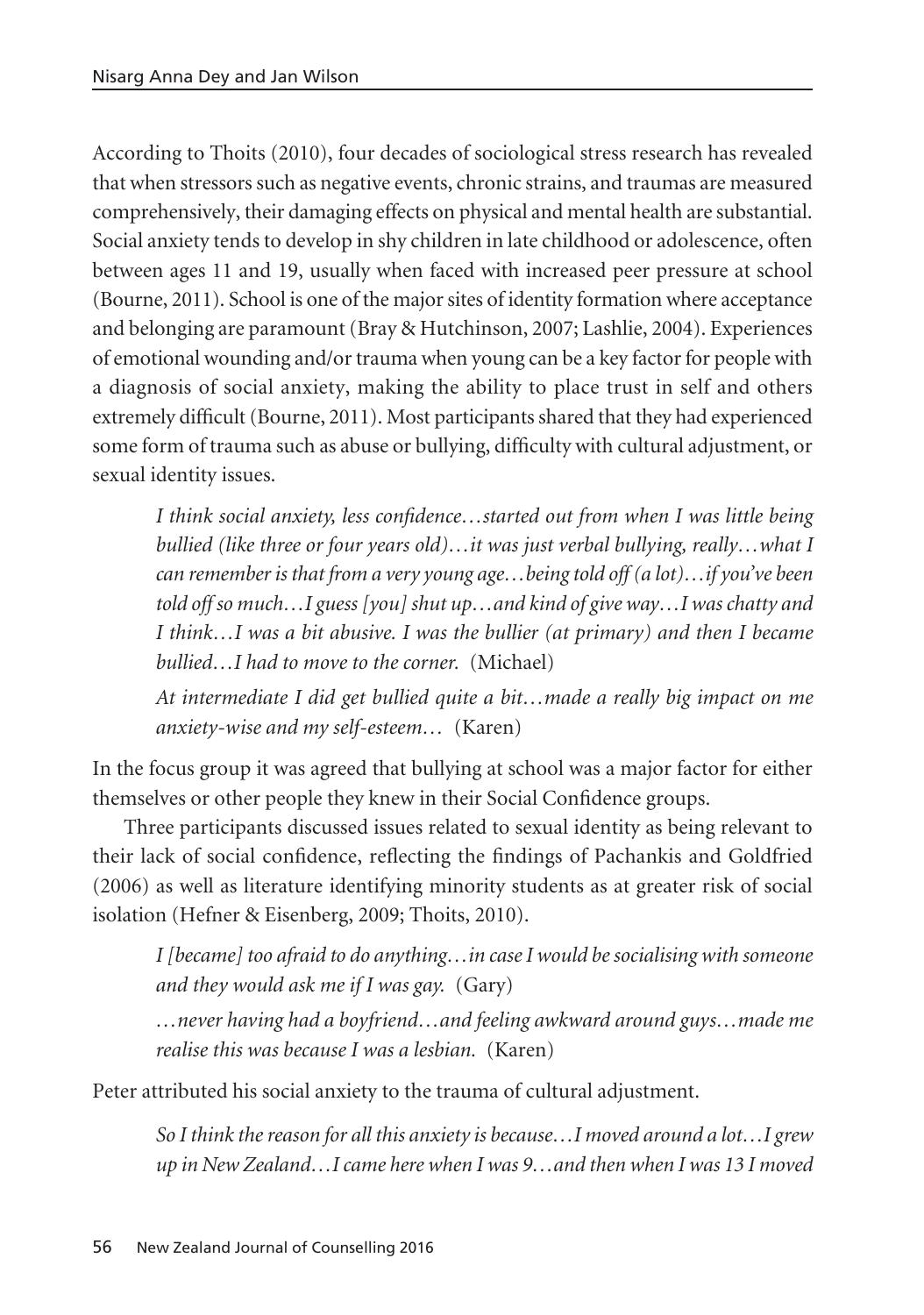According to Thoits (2010), four decades of sociological stress research has revealed that when stressors such as negative events, chronic strains, and traumas are measured comprehensively, their damaging effects on physical and mental health are substantial. Social anxiety tends to develop in shy children in late childhood or adolescence, often between ages 11 and 19, usually when faced with increased peer pressure at school (Bourne, 2011). School is one of the major sites of identity formation where acceptance and belonging are paramount (Bray & Hutchinson, 2007; Lashlie, 2004). Experiences of emotional wounding and/or trauma when young can be a key factor for people with a diagnosis of social anxiety, making the ability to place trust in self and others extremely difficult (Bourne, 2011). Most participants shared that they had experienced some form of trauma such as abuse or bullying, difficulty with cultural adjustment, or sexual identity issues.

> *I think social anxiety, less confidence…started out from when I was little being bullied (like three or four years old)…it was just verbal bullying, really…what I can remember is that from a very young age…being told off (a lot)…if you've been told off so much…I guess [you] shut up…and kind of give way…I was chatty and I think…I was a bit abusive. I was the bullier (at primary) and then I became bullied…I had to move to the corner.* (Michael)
>
> *At intermediate I did get bullied quite a bit…made a really big impact on me anxiety-wise and my self-esteem…* (Karen)

In the focus group it was agreed that bullying at school was a major factor for either themselves or other people they knew in their Social Confidence groups.

Three participants discussed issues related to sexual identity as being relevant to their lack of social confidence, reflecting the findings of Pachankis and Goldfried (2006) as well as literature identifying minority students as at greater risk of social isolation (Hefner & Eisenberg, 2009; Thoits, 2010).

> *I [became] too afraid to do anything…in case I would be socialising with someone and they would ask me if I was gay.* (Gary)
>
> *…never having had a boyfriend…and feeling awkward around guys…made me realise this was because I was a lesbian.* (Karen)

Peter attributed his social anxiety to the trauma of cultural adjustment.

> *So I think the reason for all this anxiety is because…I moved around a lot…I grew up in New Zealand…I came here when I was 9…and then when I was 13 I moved*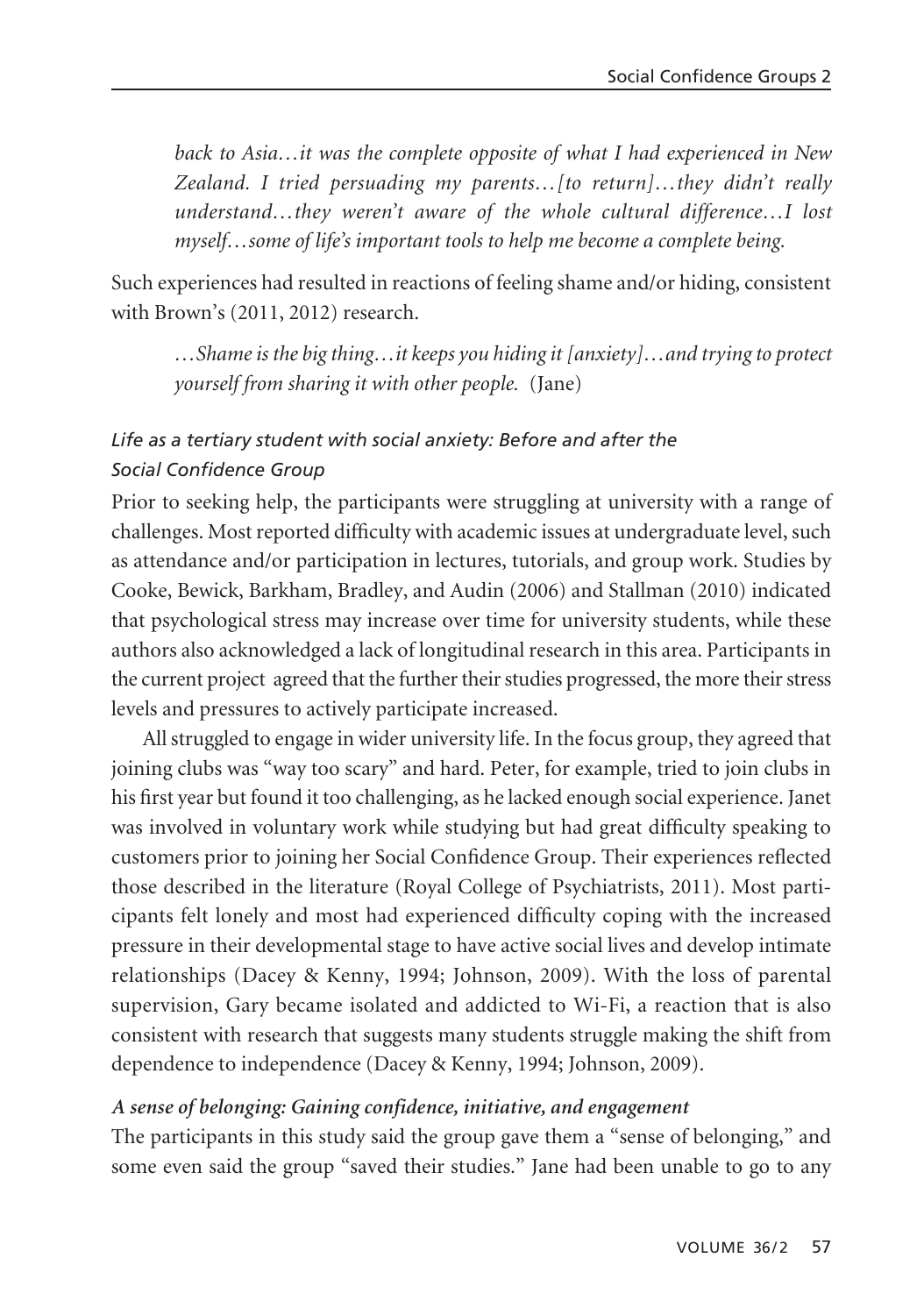> *back to Asia…it was the complete opposite of what I had experienced in New Zealand. I tried persuading my parents…[to return]…they didn't really understand…they weren't aware of the whole cultural difference…I lost myself…some of life's important tools to help me become a complete being.*

Such experiences had resulted in reactions of feeling shame and/or hiding, consistent with Brown's (2011, 2012) research.

> *…Shame is the big thing…it keeps you hiding it [anxiety]…and trying to protect yourself from sharing it with other people.* (Jane)

### *Life as a tertiary student with social anxiety: Before and after the Social Confidence Group*

Prior to seeking help, the participants were struggling at university with a range of challenges. Most reported difficulty with academic issues at undergraduate level, such as attendance and/or participation in lectures, tutorials, and group work. Studies by Cooke, Bewick, Barkham, Bradley, and Audin (2006) and Stallman (2010) indicated that psychological stress may increase over time for university students, while these authors also acknowledged a lack of longitudinal research in this area. Participants in the current project agreed that the further their studies progressed, the more their stress levels and pressures to actively participate increased.

All struggled to engage in wider university life. In the focus group, they agreed that joining clubs was "way too scary" and hard. Peter, for example, tried to join clubs in his first year but found it too challenging, as he lacked enough social experience. Janet was involved in voluntary work while studying but had great difficulty speaking to customers prior to joining her Social Confidence Group. Their experiences reflected those described in the literature (Royal College of Psychiatrists, 2011). Most participants felt lonely and most had experienced difficulty coping with the increased pressure in their developmental stage to have active social lives and develop intimate relationships (Dacey & Kenny, 1994; Johnson, 2009). With the loss of parental supervision, Gary became isolated and addicted to Wi-Fi, a reaction that is also consistent with research that suggests many students struggle making the shift from dependence to independence (Dacey & Kenny, 1994; Johnson, 2009).

### ***A sense of belonging: Gaining confidence, initiative, and engagement***

The participants in this study said the group gave them a "sense of belonging," and some even said the group "saved their studies." Jane had been unable to go to any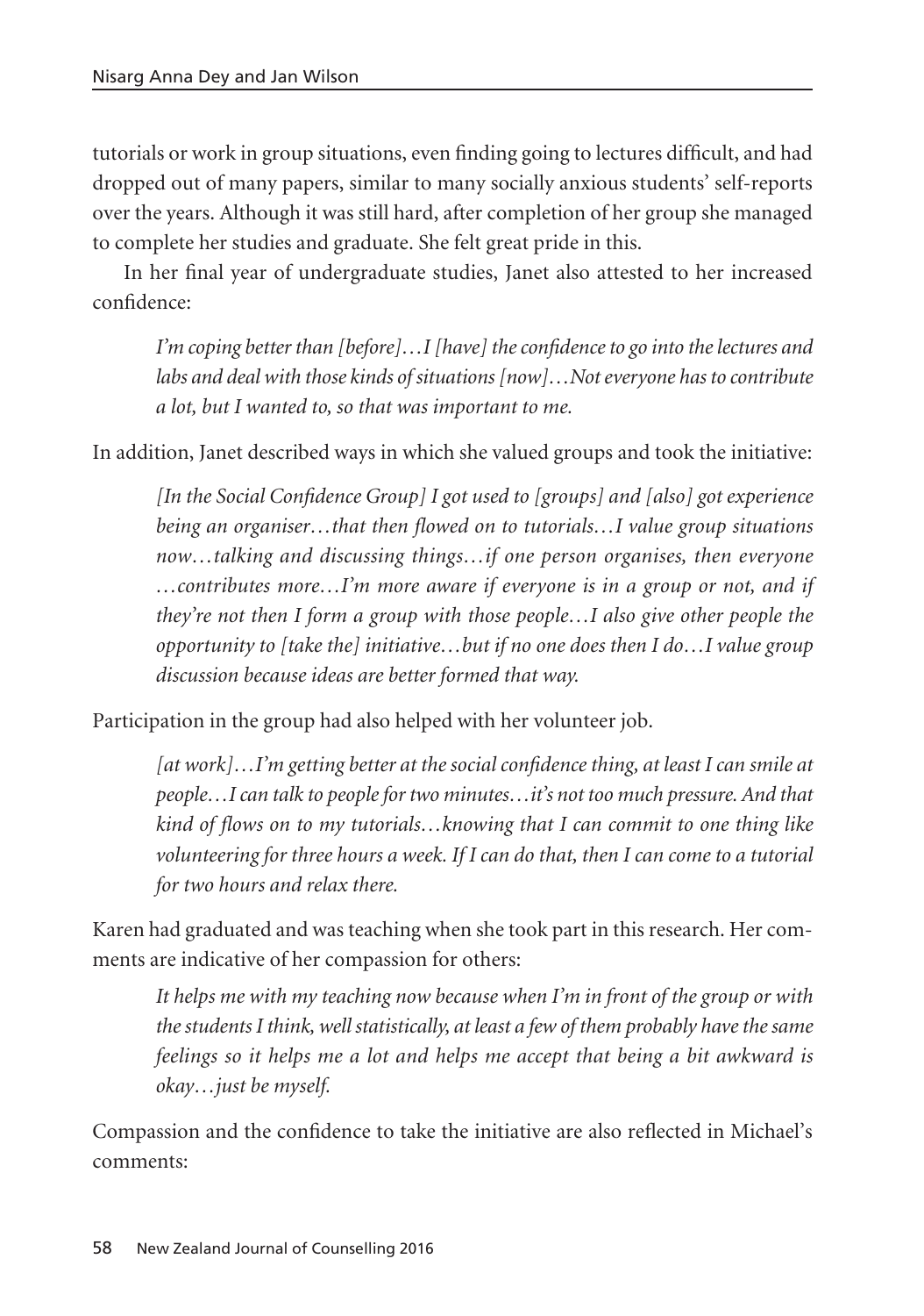tutorials or work in group situations, even finding going to lectures difficult, and had dropped out of many papers, similar to many socially anxious students' self-reports over the years. Although it was still hard, after completion of her group she managed to complete her studies and graduate. She felt great pride in this.

In her final year of undergraduate studies, Janet also attested to her increased confidence:

> *I'm coping better than [before]…I [have] the confidence to go into the lectures and labs and deal with those kinds of situations [now]…Not everyone has to contribute a lot, but I wanted to, so that was important to me.*

In addition, Janet described ways in which she valued groups and took the initiative:

> *[In the Social Confidence Group] I got used to [groups] and [also] got experience being an organiser…that then flowed on to tutorials…I value group situations now…talking and discussing things…if one person organises, then everyone …contributes more…I'm more aware if everyone is in a group or not, and if they're not then I form a group with those people…I also give other people the opportunity to [take the] initiative…but if no one does then I do…I value group discussion because ideas are better formed that way.*

Participation in the group had also helped with her volunteer job.

> *[at work]…I'm getting better at the social confidence thing, at least I can smile at people…I can talk to people for two minutes…it's not too much pressure. And that kind of flows on to my tutorials…knowing that I can commit to one thing like volunteering for three hours a week. If I can do that, then I can come to a tutorial for two hours and relax there.*

Karen had graduated and was teaching when she took part in this research. Her comments are indicative of her compassion for others:

> *It helps me with my teaching now because when I'm in front of the group or with the students I think, well statistically, at least a few of them probably have the same feelings so it helps me a lot and helps me accept that being a bit awkward is okay…just be myself.*

Compassion and the confidence to take the initiative are also reflected in Michael's comments: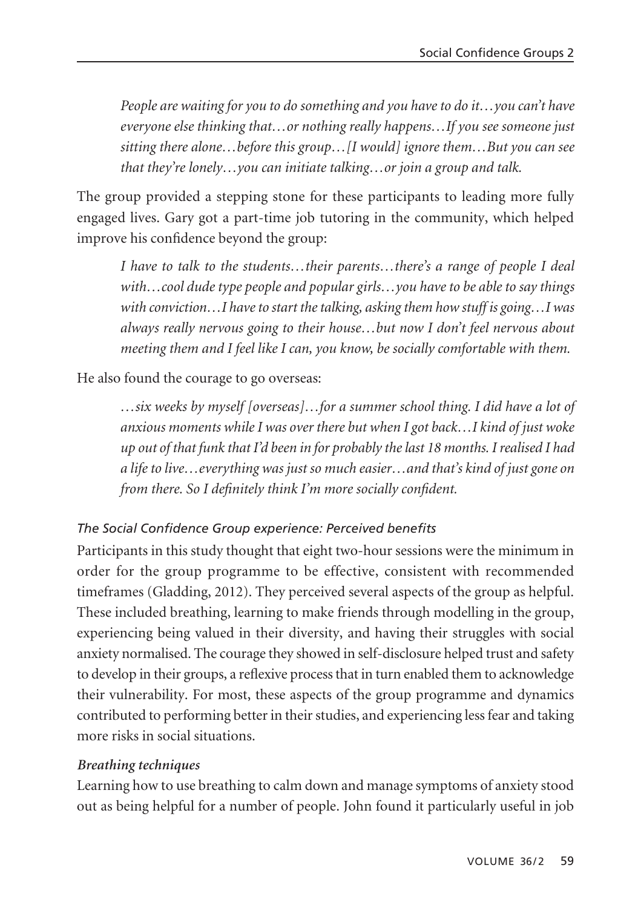*People are waiting for you to do something and you have to do it…you can't have everyone else thinking that…or nothing really happens…If you see someone just sitting there alone…before this group…[I would] ignore them…But you can see that they're lonely…you can initiate talking…or join a group and talk.*

The group provided a stepping stone for these participants to leading more fully engaged lives. Gary got a part-time job tutoring in the community, which helped improve his confidence beyond the group:

> *I have to talk to the students…their parents…there's a range of people I deal with…cool dude type people and popular girls…you have to be able to say things with conviction…I have to start the talking, asking them how stuff is going…I was always really nervous going to their house…but now I don't feel nervous about meeting them and I feel like I can, you know, be socially comfortable with them.*

He also found the courage to go overseas:

> *…six weeks by myself [overseas]…for a summer school thing. I did have a lot of anxious moments while I was over there but when I got back…I kind of just woke up out of that funk that I'd been in for probably the last 18 months. I realised I had a life to live…everything was just so much easier…and that's kind of just gone on from there. So I definitely think I'm more socially confident.*

#### *The Social Confidence Group experience: Perceived benefits*

Participants in this study thought that eight two-hour sessions were the minimum in order for the group programme to be effective, consistent with recommended timeframes (Gladding, 2012). They perceived several aspects of the group as helpful. These included breathing, learning to make friends through modelling in the group, experiencing being valued in their diversity, and having their struggles with social anxiety normalised. The courage they showed in self-disclosure helped trust and safety to develop in their groups, a reflexive process that in turn enabled them to acknowledge their vulnerability. For most, these aspects of the group programme and dynamics contributed to performing better in their studies, and experiencing less fear and taking more risks in social situations.

#### ***Breathing techniques***

Learning how to use breathing to calm down and manage symptoms of anxiety stood out as being helpful for a number of people. John found it particularly useful in job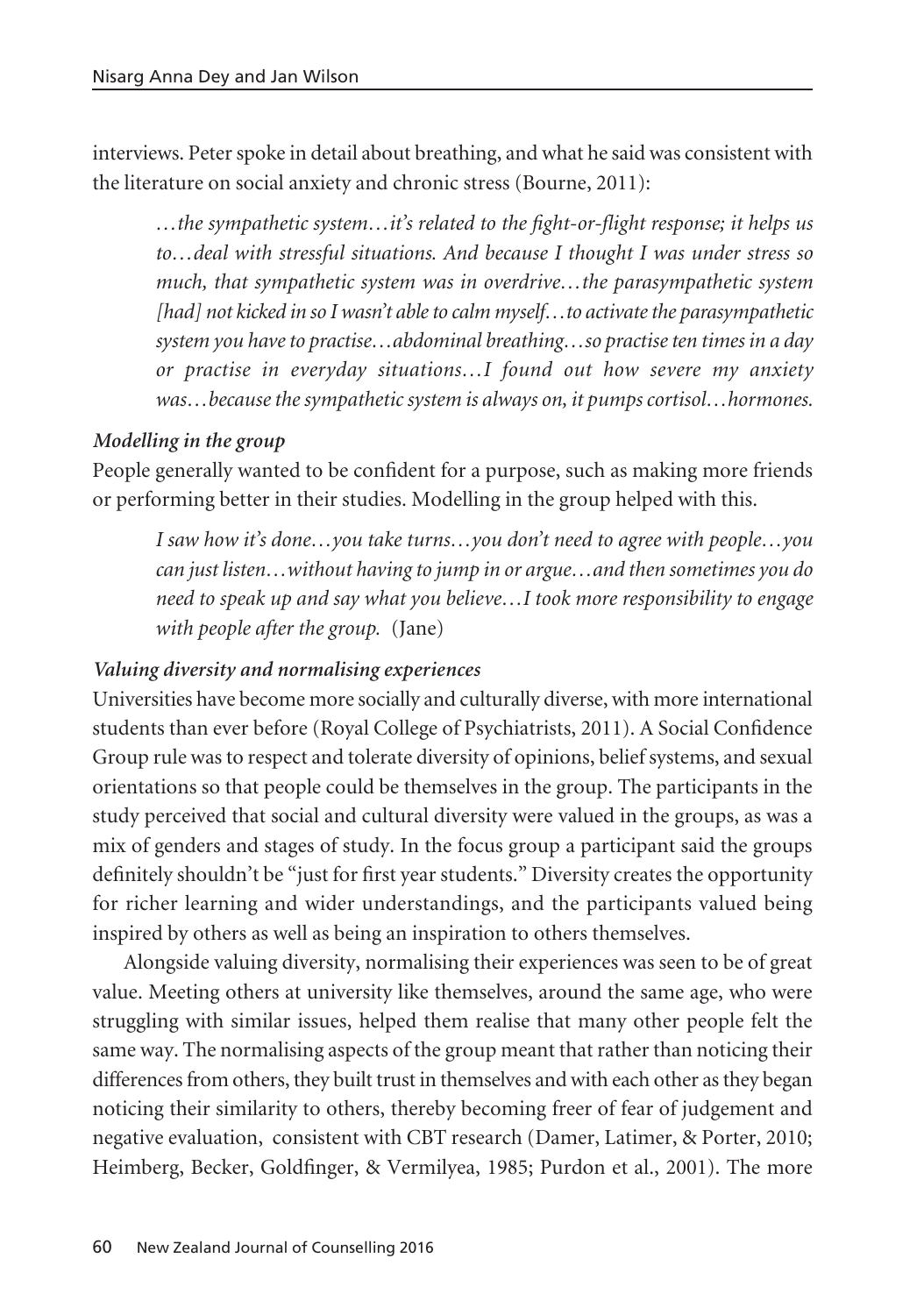interviews. Peter spoke in detail about breathing, and what he said was consistent with the literature on social anxiety and chronic stress (Bourne, 2011):

> *…the sympathetic system…it's related to the fight-or-flight response; it helps us to…deal with stressful situations. And because I thought I was under stress so much, that sympathetic system was in overdrive…the parasympathetic system [had] not kicked in so I wasn't able to calm myself…to activate the parasympathetic system you have to practise…abdominal breathing…so practise ten times in a day or practise in everyday situations…I found out how severe my anxiety was…because the sympathetic system is always on, it pumps cortisol…hormones.*

***Modelling in the group***

People generally wanted to be confident for a purpose, such as making more friends or performing better in their studies. Modelling in the group helped with this.

> *I saw how it's done…you take turns…you don't need to agree with people…you can just listen…without having to jump in or argue…and then sometimes you do need to speak up and say what you believe…I took more responsibility to engage with people after the group.* (Jane)

***Valuing diversity and normalising experiences***

Universities have become more socially and culturally diverse, with more international students than ever before (Royal College of Psychiatrists, 2011). A Social Confidence Group rule was to respect and tolerate diversity of opinions, belief systems, and sexual orientations so that people could be themselves in the group. The participants in the study perceived that social and cultural diversity were valued in the groups, as was a mix of genders and stages of study. In the focus group a participant said the groups definitely shouldn't be "just for first year students." Diversity creates the opportunity for richer learning and wider understandings, and the participants valued being inspired by others as well as being an inspiration to others themselves.

Alongside valuing diversity, normalising their experiences was seen to be of great value. Meeting others at university like themselves, around the same age, who were struggling with similar issues, helped them realise that many other people felt the same way. The normalising aspects of the group meant that rather than noticing their differences from others, they built trust in themselves and with each other as they began noticing their similarity to others, thereby becoming freer of fear of judgement and negative evaluation, consistent with CBT research (Damer, Latimer, & Porter, 2010; Heimberg, Becker, Goldfinger, & Vermilyea, 1985; Purdon et al., 2001). The more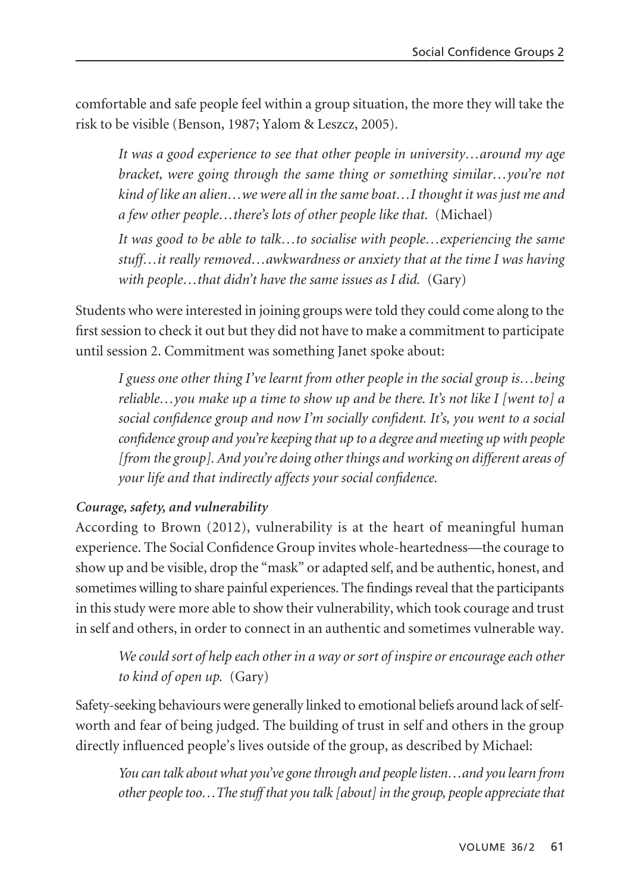comfortable and safe people feel within a group situation, the more they will take the risk to be visible (Benson, 1987; Yalom & Leszcz, 2005).

> *It was a good experience to see that other people in university…around my age bracket, were going through the same thing or something similar…you're not kind of like an alien…we were all in the same boat…I thought it was just me and a few other people…there's lots of other people like that.* (Michael)
>
> *It was good to be able to talk…to socialise with people…experiencing the same stuff…it really removed…awkwardness or anxiety that at the time I was having with people…that didn't have the same issues as I did.* (Gary)

Students who were interested in joining groups were told they could come along to the first session to check it out but they did not have to make a commitment to participate until session 2. Commitment was something Janet spoke about:

> *I guess one other thing I've learnt from other people in the social group is…being reliable…you make up a time to show up and be there. It's not like I [went to] a social confidence group and now I'm socially confident. It's, you went to a social confidence group and you're keeping that up to a degree and meeting up with people [from the group]. And you're doing other things and working on different areas of your life and that indirectly affects your social confidence.*

***Courage, safety, and vulnerability***

According to Brown (2012), vulnerability is at the heart of meaningful human experience. The Social Confidence Group invites whole-heartedness—the courage to show up and be visible, drop the "mask" or adapted self, and be authentic, honest, and sometimes willing to share painful experiences. The findings reveal that the participants in this study were more able to show their vulnerability, which took courage and trust in self and others, in order to connect in an authentic and sometimes vulnerable way.

> *We could sort of help each other in a way or sort of inspire or encourage each other to kind of open up.* (Gary)

Safety-seeking behaviours were generally linked to emotional beliefs around lack of self-worth and fear of being judged. The building of trust in self and others in the group directly influenced people's lives outside of the group, as described by Michael:

> *You can talk about what you've gone through and people listen…and you learn from other people too…The stuff that you talk [about] in the group, people appreciate that*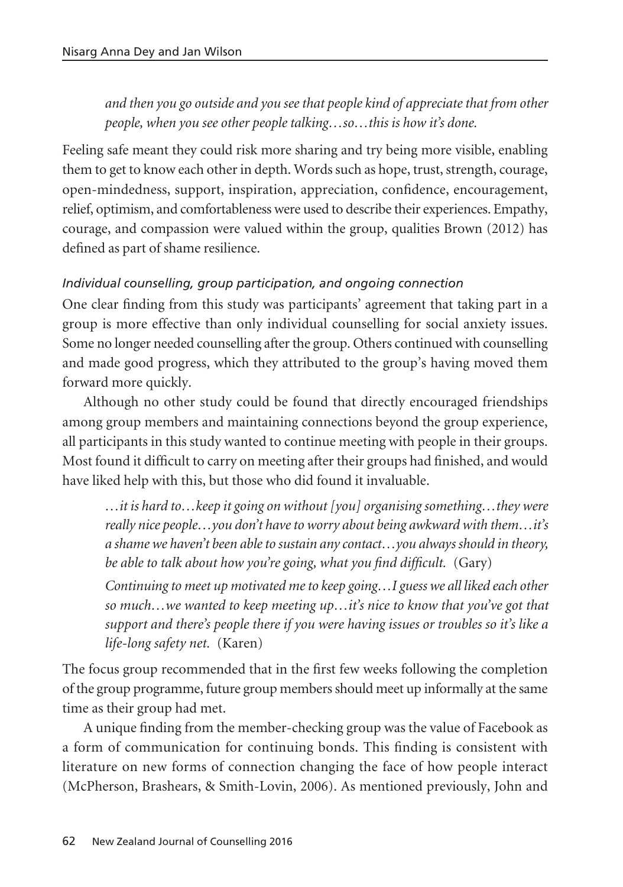*and then you go outside and you see that people kind of appreciate that from other people, when you see other people talking…so…this is how it's done.*

Feeling safe meant they could risk more sharing and try being more visible, enabling them to get to know each other in depth. Words such as hope, trust, strength, courage, open-mindedness, support, inspiration, appreciation, confidence, encouragement, relief, optimism, and comfortableness were used to describe their experiences. Empathy, courage, and compassion were valued within the group, qualities Brown (2012) has defined as part of shame resilience.

### *Individual counselling, group participation, and ongoing connection*

One clear finding from this study was participants' agreement that taking part in a group is more effective than only individual counselling for social anxiety issues. Some no longer needed counselling after the group. Others continued with counselling and made good progress, which they attributed to the group's having moved them forward more quickly.

Although no other study could be found that directly encouraged friendships among group members and maintaining connections beyond the group experience, all participants in this study wanted to continue meeting with people in their groups. Most found it difficult to carry on meeting after their groups had finished, and would have liked help with this, but those who did found it invaluable.

> *…it is hard to…keep it going on without [you] organising something…they were really nice people…you don't have to worry about being awkward with them…it's a shame we haven't been able to sustain any contact…you always should in theory, be able to talk about how you're going, what you find difficult.* (Gary)
>
> *Continuing to meet up motivated me to keep going…I guess we all liked each other so much…we wanted to keep meeting up…it's nice to know that you've got that support and there's people there if you were having issues or troubles so it's like a life-long safety net.* (Karen)

The focus group recommended that in the first few weeks following the completion of the group programme, future group members should meet up informally at the same time as their group had met.

A unique finding from the member-checking group was the value of Facebook as a form of communication for continuing bonds. This finding is consistent with literature on new forms of connection changing the face of how people interact (McPherson, Brashears, & Smith-Lovin, 2006). As mentioned previously, John and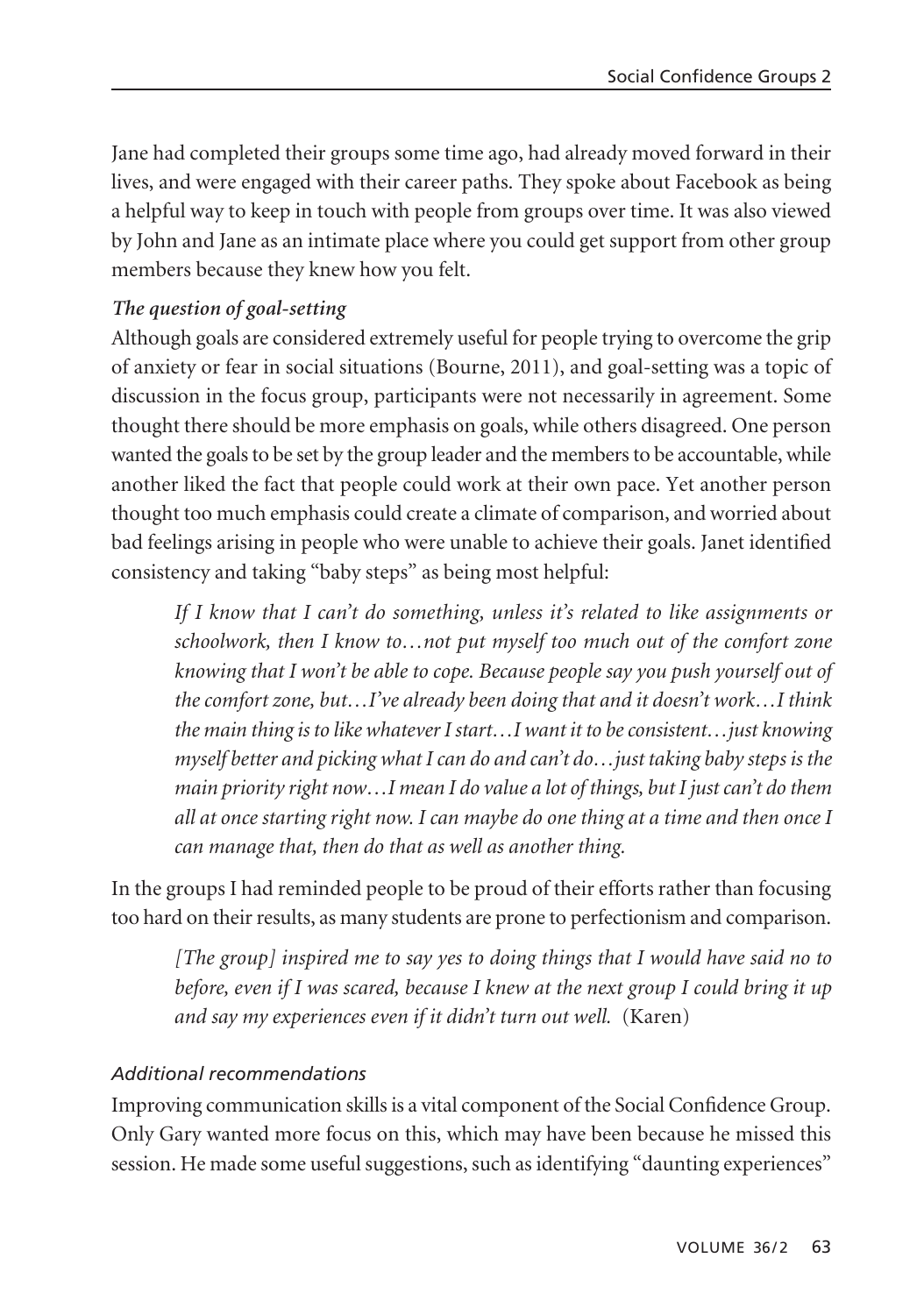Jane had completed their groups some time ago, had already moved forward in their lives, and were engaged with their career paths. They spoke about Facebook as being a helpful way to keep in touch with people from groups over time. It was also viewed by John and Jane as an intimate place where you could get support from other group members because they knew how you felt.

### *The question of goal-setting*

Although goals are considered extremely useful for people trying to overcome the grip of anxiety or fear in social situations (Bourne, 2011), and goal-setting was a topic of discussion in the focus group, participants were not necessarily in agreement. Some thought there should be more emphasis on goals, while others disagreed. One person wanted the goals to be set by the group leader and the members to be accountable, while another liked the fact that people could work at their own pace. Yet another person thought too much emphasis could create a climate of comparison, and worried about bad feelings arising in people who were unable to achieve their goals. Janet identified consistency and taking "baby steps" as being most helpful:

> *If I know that I can't do something, unless it's related to like assignments or schoolwork, then I know to…not put myself too much out of the comfort zone knowing that I won't be able to cope. Because people say you push yourself out of the comfort zone, but…I've already been doing that and it doesn't work…I think the main thing is to like whatever I start…I want it to be consistent…just knowing myself better and picking what I can do and can't do…just taking baby steps is the main priority right now…I mean I do value a lot of things, but I just can't do them all at once starting right now. I can maybe do one thing at a time and then once I can manage that, then do that as well as another thing.*

In the groups I had reminded people to be proud of their efforts rather than focusing too hard on their results, as many students are prone to perfectionism and comparison.

> *[The group] inspired me to say yes to doing things that I would have said no to before, even if I was scared, because I knew at the next group I could bring it up and say my experiences even if it didn't turn out well.* (Karen)

### *Additional recommendations*

Improving communication skills is a vital component of the Social Confidence Group. Only Gary wanted more focus on this, which may have been because he missed this session. He made some useful suggestions, such as identifying "daunting experiences"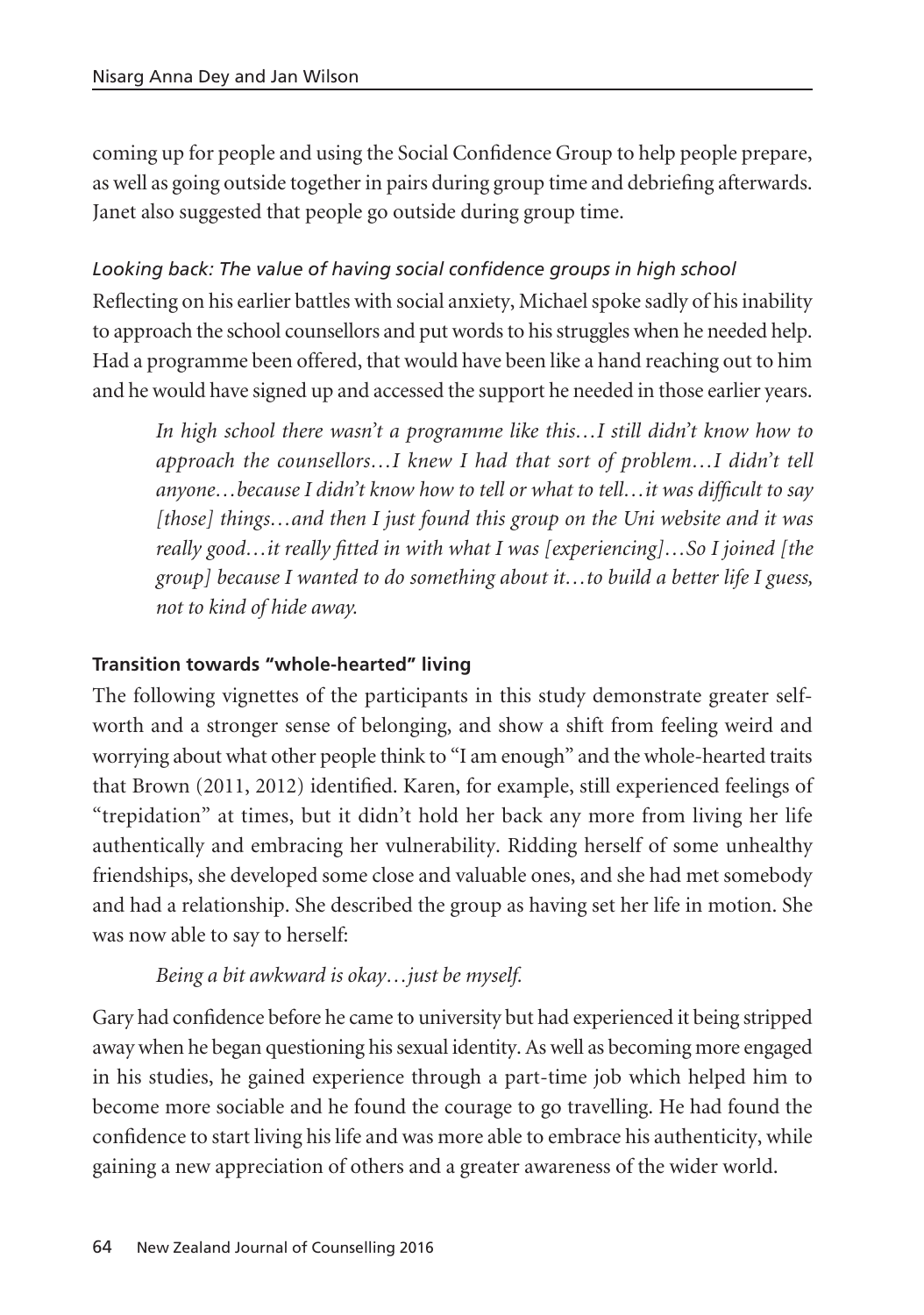coming up for people and using the Social Confidence Group to help people prepare, as well as going outside together in pairs during group time and debriefing afterwards. Janet also suggested that people go outside during group time.

#### *Looking back: The value of having social confidence groups in high school*

Reflecting on his earlier battles with social anxiety, Michael spoke sadly of his inability to approach the school counsellors and put words to his struggles when he needed help. Had a programme been offered, that would have been like a hand reaching out to him and he would have signed up and accessed the support he needed in those earlier years.

> *In high school there wasn't a programme like this…I still didn't know how to approach the counsellors…I knew I had that sort of problem…I didn't tell anyone…because I didn't know how to tell or what to tell…it was difficult to say [those] things…and then I just found this group on the Uni website and it was really good…it really fitted in with what I was [experiencing]…So I joined [the group] because I wanted to do something about it…to build a better life I guess, not to kind of hide away.*

### **Transition towards "whole-hearted" living**

The following vignettes of the participants in this study demonstrate greater self-worth and a stronger sense of belonging, and show a shift from feeling weird and worrying about what other people think to "I am enough" and the whole-hearted traits that Brown (2011, 2012) identified. Karen, for example, still experienced feelings of "trepidation" at times, but it didn't hold her back any more from living her life authentically and embracing her vulnerability. Ridding herself of some unhealthy friendships, she developed some close and valuable ones, and she had met somebody and had a relationship. She described the group as having set her life in motion. She was now able to say to herself:

> *Being a bit awkward is okay…just be myself.*

Gary had confidence before he came to university but had experienced it being stripped away when he began questioning his sexual identity. As well as becoming more engaged in his studies, he gained experience through a part-time job which helped him to become more sociable and he found the courage to go travelling. He had found the confidence to start living his life and was more able to embrace his authenticity, while gaining a new appreciation of others and a greater awareness of the wider world.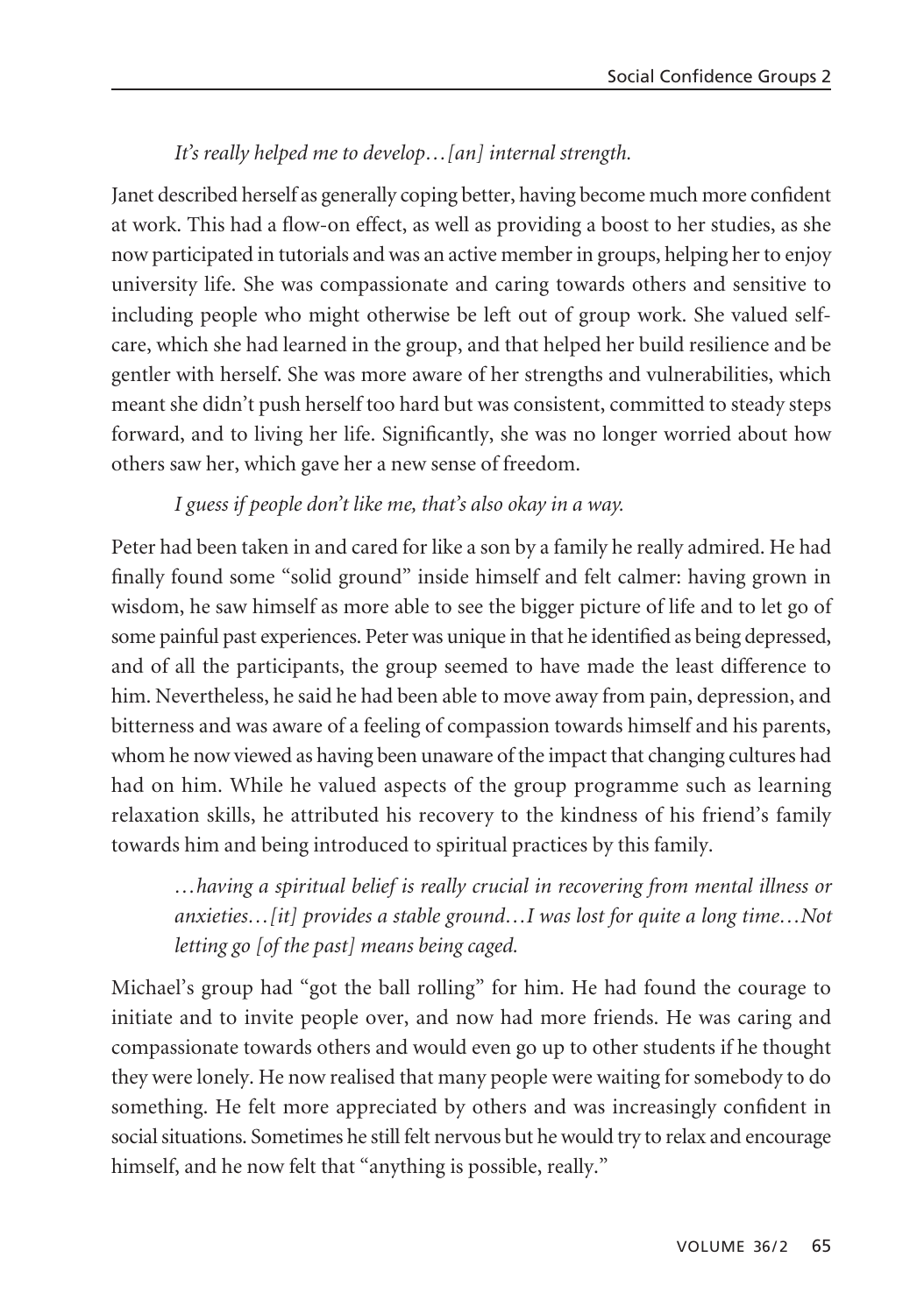*It's really helped me to develop…[an] internal strength.*

Janet described herself as generally coping better, having become much more confident at work. This had a flow-on effect, as well as providing a boost to her studies, as she now participated in tutorials and was an active member in groups, helping her to enjoy university life. She was compassionate and caring towards others and sensitive to including people who might otherwise be left out of group work. She valued self-care, which she had learned in the group, and that helped her build resilience and be gentler with herself. She was more aware of her strengths and vulnerabilities, which meant she didn't push herself too hard but was consistent, committed to steady steps forward, and to living her life. Significantly, she was no longer worried about how others saw her, which gave her a new sense of freedom.

*I guess if people don't like me, that's also okay in a way.*

Peter had been taken in and cared for like a son by a family he really admired. He had finally found some "solid ground" inside himself and felt calmer: having grown in wisdom, he saw himself as more able to see the bigger picture of life and to let go of some painful past experiences. Peter was unique in that he identified as being depressed, and of all the participants, the group seemed to have made the least difference to him. Nevertheless, he said he had been able to move away from pain, depression, and bitterness and was aware of a feeling of compassion towards himself and his parents, whom he now viewed as having been unaware of the impact that changing cultures had had on him. While he valued aspects of the group programme such as learning relaxation skills, he attributed his recovery to the kindness of his friend's family towards him and being introduced to spiritual practices by this family.

> *…having a spiritual belief is really crucial in recovering from mental illness or anxieties…[it] provides a stable ground…I was lost for quite a long time…Not letting go [of the past] means being caged.*

Michael's group had "got the ball rolling" for him. He had found the courage to initiate and to invite people over, and now had more friends. He was caring and compassionate towards others and would even go up to other students if he thought they were lonely. He now realised that many people were waiting for somebody to do something. He felt more appreciated by others and was increasingly confident in social situations. Sometimes he still felt nervous but he would try to relax and encourage himself, and he now felt that "anything is possible, really."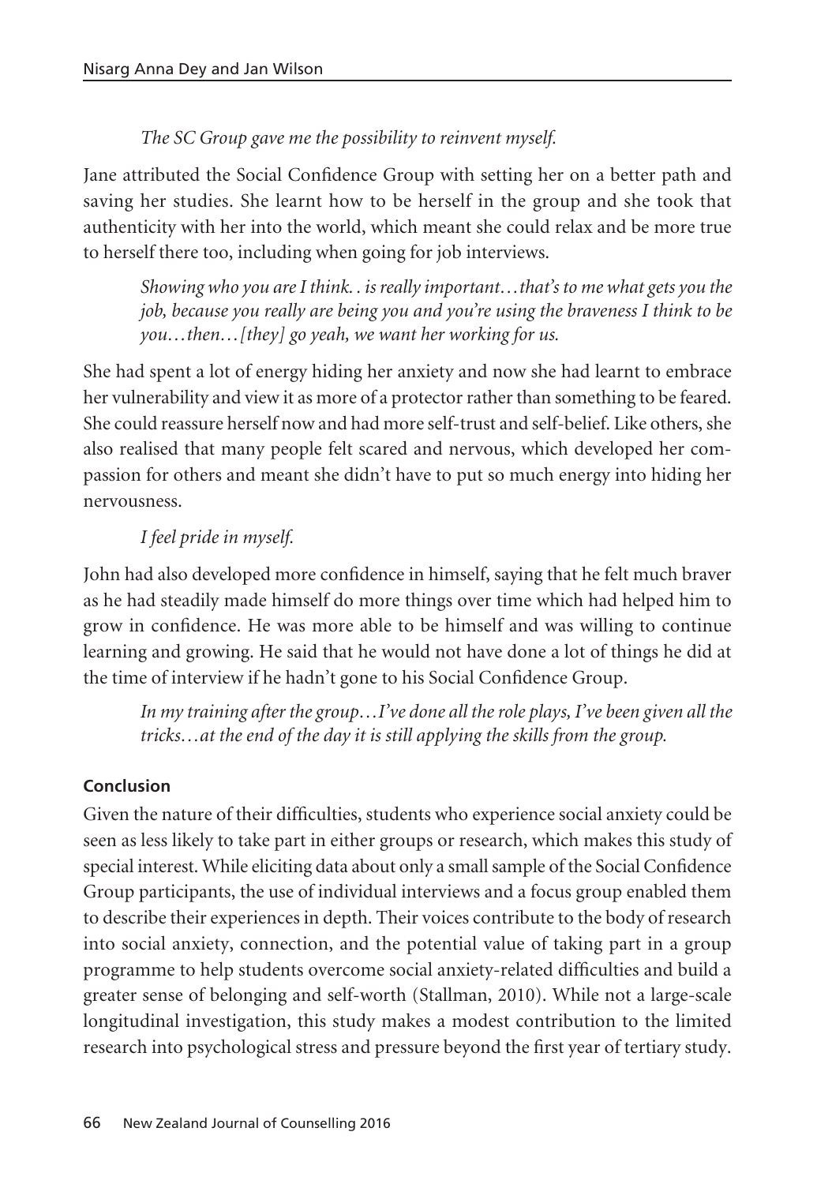*The SC Group gave me the possibility to reinvent myself.*

Jane attributed the Social Confidence Group with setting her on a better path and saving her studies. She learnt how to be herself in the group and she took that authenticity with her into the world, which meant she could relax and be more true to herself there too, including when going for job interviews.

> *Showing who you are I think. . is really important…that's to me what gets you the job, because you really are being you and you're using the braveness I think to be you…then…[they] go yeah, we want her working for us.*

She had spent a lot of energy hiding her anxiety and now she had learnt to embrace her vulnerability and view it as more of a protector rather than something to be feared. She could reassure herself now and had more self-trust and self-belief. Like others, she also realised that many people felt scared and nervous, which developed her compassion for others and meant she didn't have to put so much energy into hiding her nervousness.

*I feel pride in myself.*

John had also developed more confidence in himself, saying that he felt much braver as he had steadily made himself do more things over time which had helped him to grow in confidence. He was more able to be himself and was willing to continue learning and growing. He said that he would not have done a lot of things he did at the time of interview if he hadn't gone to his Social Confidence Group.

> *In my training after the group…I've done all the role plays, I've been given all the tricks…at the end of the day it is still applying the skills from the group.*

### Conclusion

Given the nature of their difficulties, students who experience social anxiety could be seen as less likely to take part in either groups or research, which makes this study of special interest. While eliciting data about only a small sample of the Social Confidence Group participants, the use of individual interviews and a focus group enabled them to describe their experiences in depth. Their voices contribute to the body of research into social anxiety, connection, and the potential value of taking part in a group programme to help students overcome social anxiety-related difficulties and build a greater sense of belonging and self-worth (Stallman, 2010). While not a large-scale longitudinal investigation, this study makes a modest contribution to the limited research into psychological stress and pressure beyond the first year of tertiary study.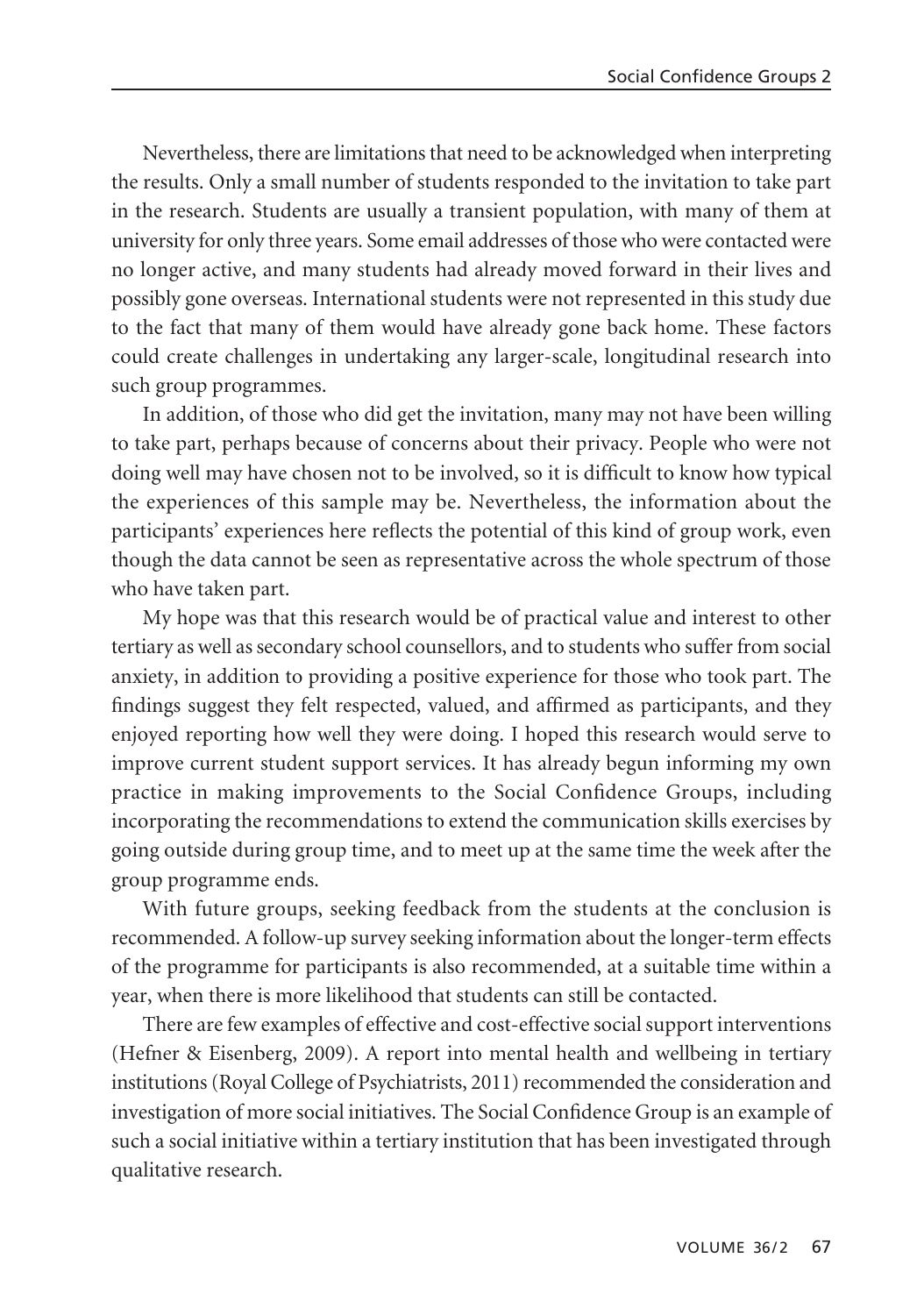Nevertheless, there are limitations that need to be acknowledged when interpreting the results. Only a small number of students responded to the invitation to take part in the research. Students are usually a transient population, with many of them at university for only three years. Some email addresses of those who were contacted were no longer active, and many students had already moved forward in their lives and possibly gone overseas. International students were not represented in this study due to the fact that many of them would have already gone back home. These factors could create challenges in undertaking any larger-scale, longitudinal research into such group programmes.

In addition, of those who did get the invitation, many may not have been willing to take part, perhaps because of concerns about their privacy. People who were not doing well may have chosen not to be involved, so it is difficult to know how typical the experiences of this sample may be. Nevertheless, the information about the participants' experiences here reflects the potential of this kind of group work, even though the data cannot be seen as representative across the whole spectrum of those who have taken part.

My hope was that this research would be of practical value and interest to other tertiary as well as secondary school counsellors, and to students who suffer from social anxiety, in addition to providing a positive experience for those who took part. The findings suggest they felt respected, valued, and affirmed as participants, and they enjoyed reporting how well they were doing. I hoped this research would serve to improve current student support services. It has already begun informing my own practice in making improvements to the Social Confidence Groups, including incorporating the recommendations to extend the communication skills exercises by going outside during group time, and to meet up at the same time the week after the group programme ends.

With future groups, seeking feedback from the students at the conclusion is recommended. A follow-up survey seeking information about the longer-term effects of the programme for participants is also recommended, at a suitable time within a year, when there is more likelihood that students can still be contacted.

There are few examples of effective and cost-effective social support interventions (Hefner & Eisenberg, 2009). A report into mental health and wellbeing in tertiary institutions (Royal College of Psychiatrists, 2011) recommended the consideration and investigation of more social initiatives. The Social Confidence Group is an example of such a social initiative within a tertiary institution that has been investigated through qualitative research.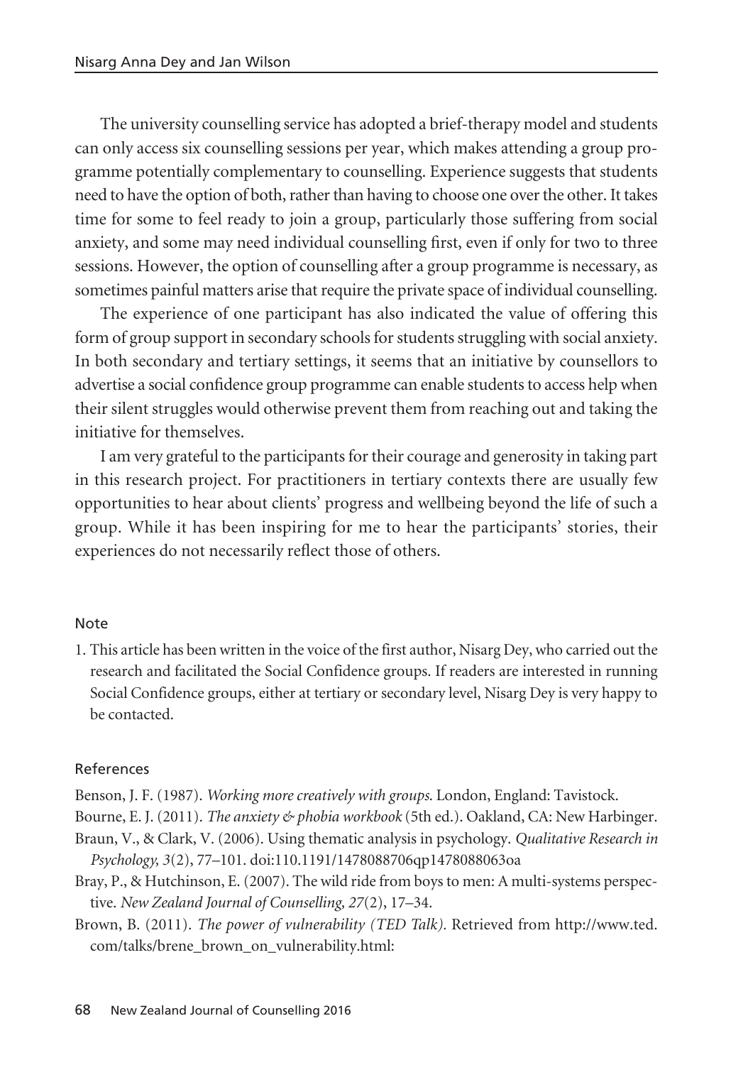The university counselling service has adopted a brief-therapy model and students can only access six counselling sessions per year, which makes attending a group programme potentially complementary to counselling. Experience suggests that students need to have the option of both, rather than having to choose one over the other. It takes time for some to feel ready to join a group, particularly those suffering from social anxiety, and some may need individual counselling first, even if only for two to three sessions. However, the option of counselling after a group programme is necessary, as sometimes painful matters arise that require the private space of individual counselling.

The experience of one participant has also indicated the value of offering this form of group support in secondary schools for students struggling with social anxiety. In both secondary and tertiary settings, it seems that an initiative by counsellors to advertise a social confidence group programme can enable students to access help when their silent struggles would otherwise prevent them from reaching out and taking the initiative for themselves.

I am very grateful to the participants for their courage and generosity in taking part in this research project. For practitioners in tertiary contexts there are usually few opportunities to hear about clients' progress and wellbeing beyond the life of such a group. While it has been inspiring for me to hear the participants' stories, their experiences do not necessarily reflect those of others.

## Note

1. This article has been written in the voice of the first author, Nisarg Dey, who carried out the research and facilitated the Social Confidence groups. If readers are interested in running Social Confidence groups, either at tertiary or secondary level, Nisarg Dey is very happy to be contacted.

## References

Benson, J. F. (1987). *Working more creatively with groups*. London, England: Tavistock.

Bourne, E. J. (2011). *The anxiety & phobia workbook* (5th ed.). Oakland, CA: New Harbinger.

Braun, V., & Clark, V. (2006). Using thematic analysis in psychology. *Qualitative Research in Psychology, 3*(2), 77–101. doi:110.1191/1478088706qp1478088063oa

Bray, P., & Hutchinson, E. (2007). The wild ride from boys to men: A multi-systems perspective. *New Zealand Journal of Counselling, 27*(2), 17–34.

Brown, B. (2011). *The power of vulnerability (TED Talk)*. Retrieved from http://www.ted.com/talks/brene_brown_on_vulnerability.html: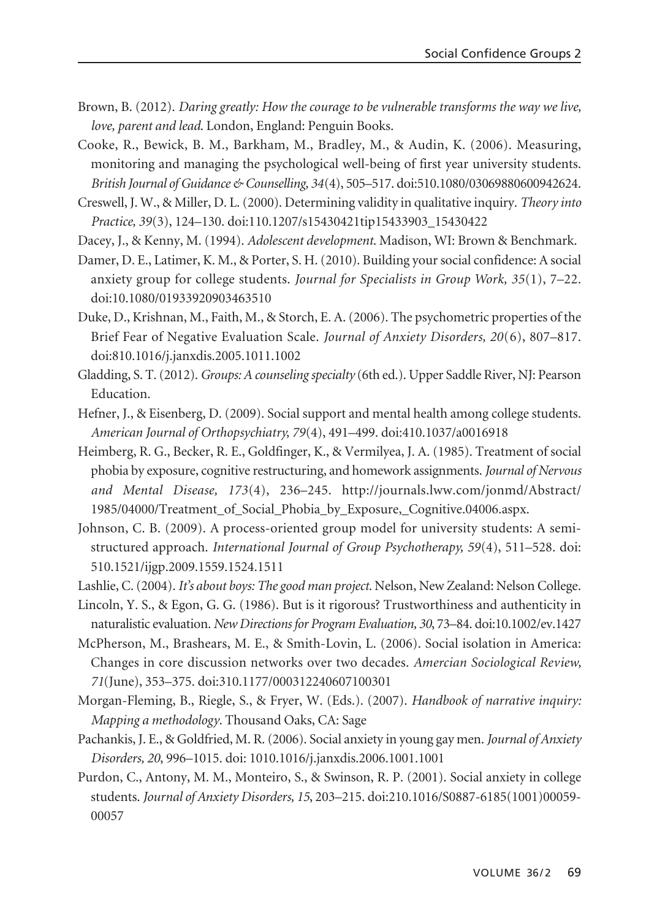Brown, B. (2012). *Daring greatly: How the courage to be vulnerable transforms the way we live, love, parent and lead*. London, England: Penguin Books.

Cooke, R., Bewick, B. M., Barkham, M., Bradley, M., & Audin, K. (2006). Measuring, monitoring and managing the psychological well-being of first year university students. *British Journal of Guidance & Counselling, 34*(4), 505–517. doi:510.1080/03069880600942624.

Creswell, J. W., & Miller, D. L. (2000). Determining validity in qualitative inquiry. *Theory into Practice, 39*(3), 124–130. doi:110.1207/s15430421tip15433903_15430422

Dacey, J., & Kenny, M. (1994). *Adolescent development*. Madison, WI: Brown & Benchmark.

Damer, D. E., Latimer, K. M., & Porter, S. H. (2010). Building your social confidence: A social anxiety group for college students. *Journal for Specialists in Group Work, 35*(1), 7–22. doi:10.1080/01933920903463510

Duke, D., Krishnan, M., Faith, M., & Storch, E. A. (2006). The psychometric properties of the Brief Fear of Negative Evaluation Scale. *Journal of Anxiety Disorders, 20*(6), 807–817. doi:810.1016/j.janxdis.2005.1011.1002

Gladding, S. T. (2012). *Groups: A counseling specialty* (6th ed.). Upper Saddle River, NJ: Pearson Education.

Hefner, J., & Eisenberg, D. (2009). Social support and mental health among college students. *American Journal of Orthopsychiatry, 79*(4), 491–499. doi:410.1037/a0016918

Heimberg, R. G., Becker, R. E., Goldfinger, K., & Vermilyea, J. A. (1985). Treatment of social phobia by exposure, cognitive restructuring, and homework assignments. *Journal of Nervous and Mental Disease, 173*(4), 236–245. http://journals.lww.com/jonmd/Abstract/1985/04000/Treatment_of_Social_Phobia_by_Exposure,_Cognitive.04006.aspx.

Johnson, C. B. (2009). A process-oriented group model for university students: A semi-structured approach. *International Journal of Group Psychotherapy, 59*(4), 511–528. doi: 510.1521/ijgp.2009.1559.1524.1511

Lashlie, C. (2004). *It's about boys: The good man project*. Nelson, New Zealand: Nelson College.

Lincoln, Y. S., & Egon, G. G. (1986). But is it rigorous? Trustworthiness and authenticity in naturalistic evaluation. *New Directions for Program Evaluation, 30*, 73–84. doi:10.1002/ev.1427

McPherson, M., Brashears, M. E., & Smith-Lovin, L. (2006). Social isolation in America: Changes in core discussion networks over two decades. *Amercian Sociological Review, 71*(June), 353–375. doi:310.1177/000312240607100301

Morgan-Fleming, B., Riegle, S., & Fryer, W. (Eds.). (2007). *Handbook of narrative inquiry: Mapping a methodology*. Thousand Oaks, CA: Sage

Pachankis, J. E., & Goldfried, M. R. (2006). Social anxiety in young gay men. *Journal of Anxiety Disorders, 20*, 996–1015. doi: 1010.1016/j.janxdis.2006.1001.1001

Purdon, C., Antony, M. M., Monteiro, S., & Swinson, R. P. (2001). Social anxiety in college students. *Journal of Anxiety Disorders, 15*, 203–215. doi:210.1016/S0887-6185(1001)00059-00057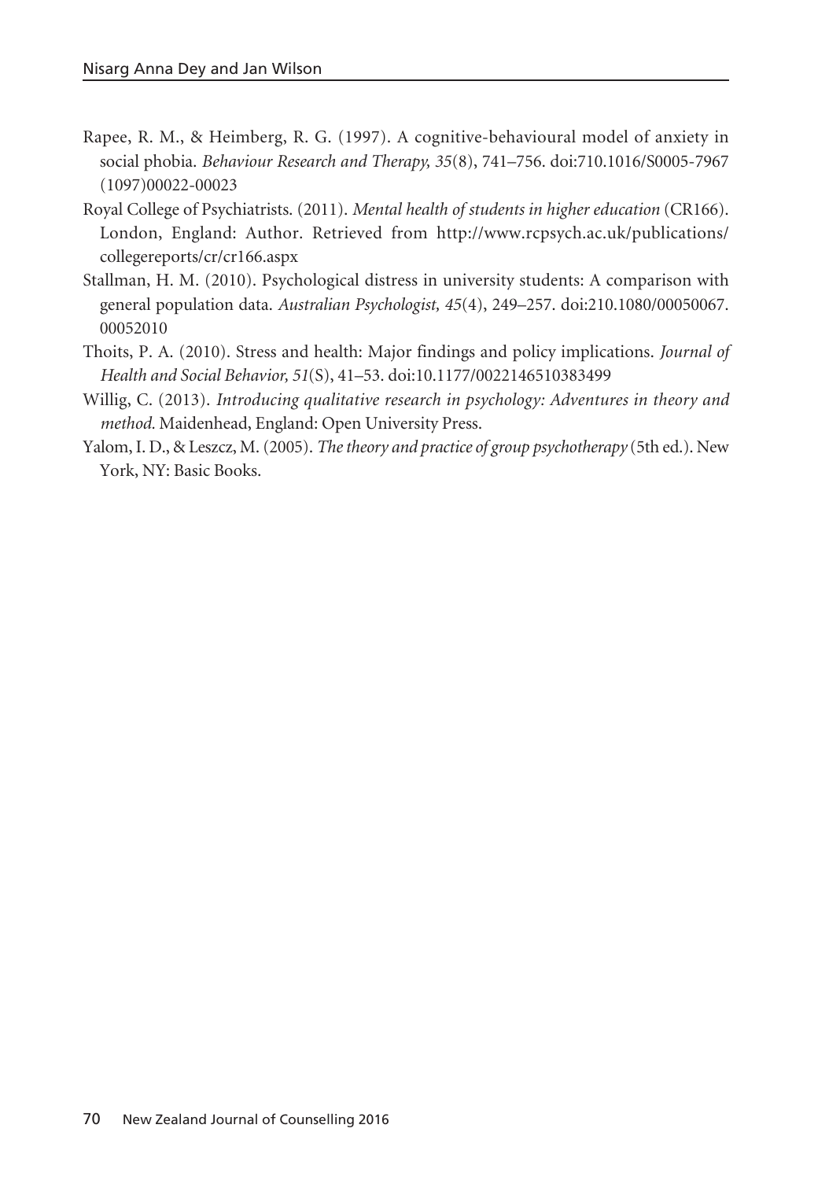Rapee, R. M., & Heimberg, R. G. (1997). A cognitive-behavioural model of anxiety in social phobia. *Behaviour Research and Therapy, 35*(8), 741–756. doi:710.1016/S0005-7967(1097)00022-00023

Royal College of Psychiatrists. (2011). *Mental health of students in higher education* (CR166). London, England: Author. Retrieved from http://www.rcpsych.ac.uk/publications/collegereports/cr/cr166.aspx

Stallman, H. M. (2010). Psychological distress in university students: A comparison with general population data. *Australian Psychologist, 45*(4), 249–257. doi:210.1080/00050067.00052010

Thoits, P. A. (2010). Stress and health: Major findings and policy implications. *Journal of Health and Social Behavior, 51*(S), 41–53. doi:10.1177/0022146510383499

Willig, C. (2013). *Introducing qualitative research in psychology: Adventures in theory and method.* Maidenhead, England: Open University Press.

Yalom, I. D., & Leszcz, M. (2005). *The theory and practice of group psychotherapy* (5th ed.). New York, NY: Basic Books.